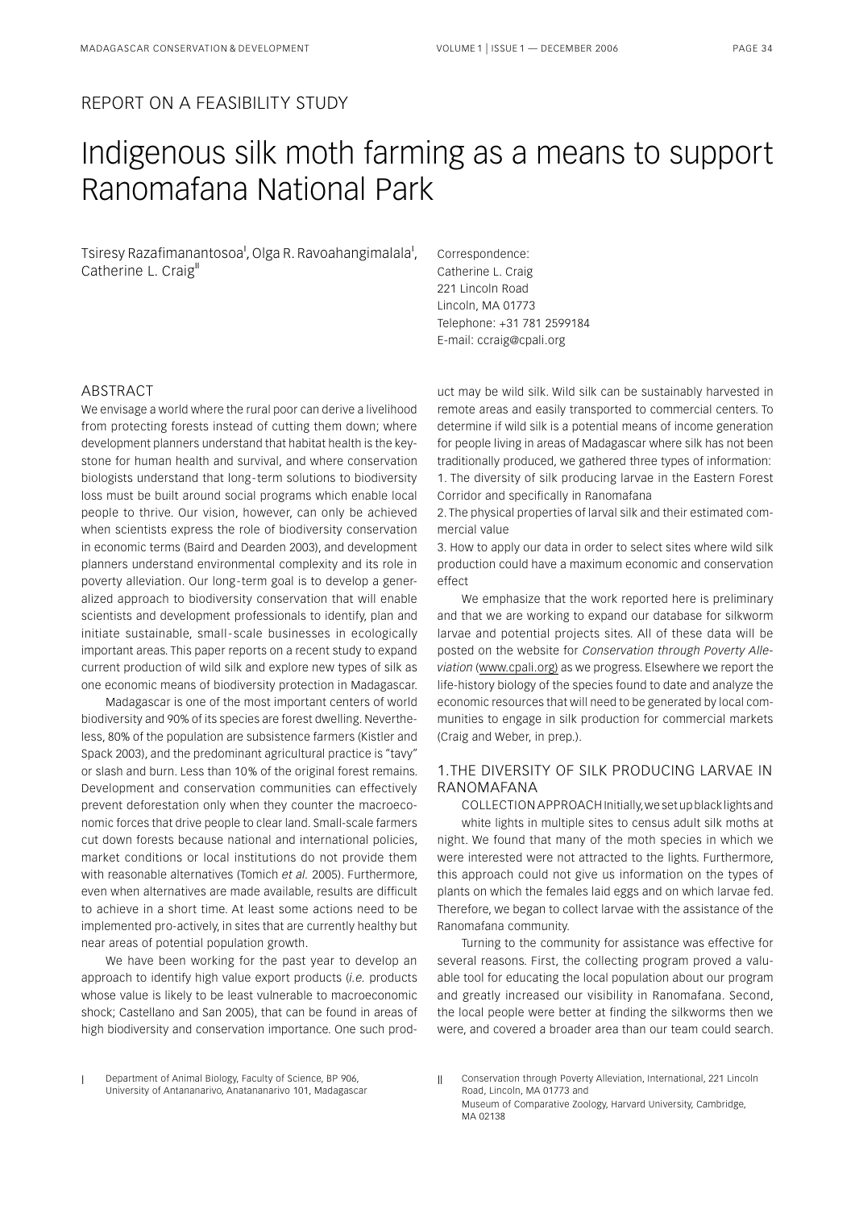REPORT ON A FEASIBILITY STUDY

# Indigenous silk moth farming as a means to support Ranomafana National Park

Tsiresy Razafimanantosoa[I], Olga R. Ravoahangimalala[I], Catherine L. Craig[II]

Correspondence:
Catherine L. Craig
221 Lincoln Road
Lincoln, MA 01773
Telephone: +31 781 2599184
E-mail: ccraig@cpali.org

## ABSTRACT

We envisage a world where the rural poor can derive a livelihood from protecting forests instead of cutting them down; where development planners understand that habitat health is the keystone for human health and survival, and where conservation biologists understand that long-term solutions to biodiversity loss must be built around social programs which enable local people to thrive. Our vision, however, can only be achieved when scientists express the role of biodiversity conservation in economic terms (Baird and Dearden 2003), and development planners understand environmental complexity and its role in poverty alleviation. Our long-term goal is to develop a generalized approach to biodiversity conservation that will enable scientists and development professionals to identify, plan and initiate sustainable, small-scale businesses in ecologically important areas. This paper reports on a recent study to expand current production of wild silk and explore new types of silk as one economic means of biodiversity protection in Madagascar.

Madagascar is one of the most important centers of world biodiversity and 90% of its species are forest dwelling. Nevertheless, 80% of the population are subsistence farmers (Kistler and Spack 2003), and the predominant agricultural practice is "tavy" or slash and burn. Less than 10% of the original forest remains. Development and conservation communities can effectively prevent deforestation only when they counter the macroeconomic forces that drive people to clear land. Small-scale farmers cut down forests because national and international policies, market conditions or local institutions do not provide them with reasonable alternatives (Tomich *et al.* 2005). Furthermore, even when alternatives are made available, results are difficult to achieve in a short time. At least some actions need to be implemented pro-actively, in sites that are currently healthy but near areas of potential population growth.

We have been working for the past year to develop an approach to identify high value export products (*i.e.* products whose value is likely to be least vulnerable to macroeconomic shock; Castellano and San 2005), that can be found in areas of high biodiversity and conservation importance. One such product may be wild silk. Wild silk can be sustainably harvested in remote areas and easily transported to commercial centers. To determine if wild silk is a potential means of income generation for people living in areas of Madagascar where silk has not been traditionally produced, we gathered three types of information:

1. The diversity of silk producing larvae in the Eastern Forest Corridor and specifically in Ranomafana
2. The physical properties of larval silk and their estimated commercial value
3. How to apply our data in order to select sites where wild silk production could have a maximum economic and conservation effect

We emphasize that the work reported here is preliminary and that we are working to expand our database for silkworm larvae and potential projects sites. All of these data will be posted on the website for *Conservation through Poverty Alleviation* (www.cpali.org) as we progress. Elsewhere we report the life-history biology of the species found to date and analyze the economic resources that will need to be generated by local communities to engage in silk production for commercial markets (Craig and Weber, in prep.).

## 1. THE DIVERSITY OF SILK PRODUCING LARVAE IN RANOMAFANA

COLLECTION APPROACH Initially, we set up black lights and white lights in multiple sites to census adult silk moths at night. We found that many of the moth species in which we were interested were not attracted to the lights. Furthermore, this approach could not give us information on the types of plants on which the females laid eggs and on which larvae fed. Therefore, we began to collect larvae with the assistance of the Ranomafana community.

Turning to the community for assistance was effective for several reasons. First, the collecting program proved a valuable tool for educating the local population about our program and greatly increased our visibility in Ranomafana. Second, the local people were better at finding the silkworms then we were, and covered a broader area than our team could search.

I Department of Animal Biology, Faculty of Science, BP 906, University of Antananarivo, Anatananarivo 101, Madagascar

II Conservation through Poverty Alleviation, International, 221 Lincoln Road, Lincoln, MA 01773 and Museum of Comparative Zoology, Harvard University, Cambridge, MA 02138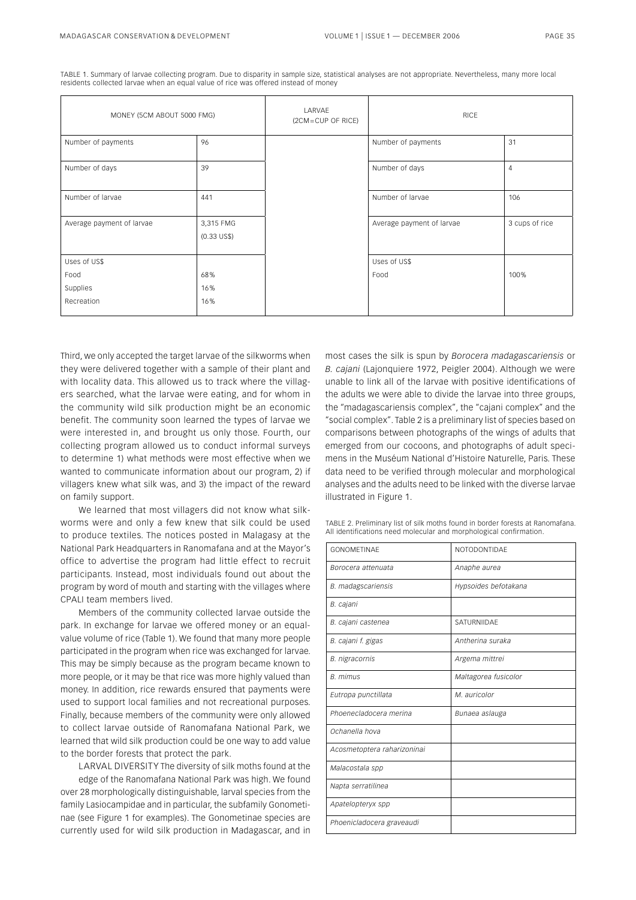TABLE 1. Summary of larvae collecting program. Due to disparity in sample size, statistical analyses are not appropriate. Nevertheless, many more local residents collected larvae when an equal value of rice was offered instead of money

| MONEY (5CM ABOUT 5000 FMG) | | LARVAE (2CM=CUP OF RICE) | RICE | |
|---|---|---|---|---|
| Number of payments | 96 | | Number of payments | 31 |
| Number of days | 39 | | Number of days | 4 |
| Number of larvae | 441 | | Number of larvae | 106 |
| Average payment of larvae | 3,315 FMG (0.33 US$) | | Average payment of larvae | 3 cups of rice |
| Uses of US$ | | | Uses of US$ | |
| Food | 68% | | Food | 100% |
| Supplies | 16% | | | |
| Recreation | 16% | | | |

Third, we only accepted the target larvae of the silkworms when they were delivered together with a sample of their plant and with locality data. This allowed us to track where the villagers searched, what the larvae were eating, and for whom in the community wild silk production might be an economic benefit. The community soon learned the types of larvae we were interested in, and brought us only those. Fourth, our collecting program allowed us to conduct informal surveys to determine 1) what methods were most effective when we wanted to communicate information about our program, 2) if villagers knew what silk was, and 3) the impact of the reward on family support.

We learned that most villagers did not know what silkworms were and only a few knew that silk could be used to produce textiles. The notices posted in Malagasy at the National Park Headquarters in Ranomafana and at the Mayor's office to advertise the program had little effect to recruit participants. Instead, most individuals found out about the program by word of mouth and starting with the villages where CPALI team members lived.

Members of the community collected larvae outside the park. In exchange for larvae we offered money or an equal-value volume of rice (Table 1). We found that many more people participated in the program when rice was exchanged for larvae. This may be simply because as the program became known to more people, or it may be that rice was more highly valued than money. In addition, rice rewards ensured that payments were used to support local families and not recreational purposes. Finally, because members of the community were only allowed to collect larvae outside of Ranomafana National Park, we learned that wild silk production could be one way to add value to the border forests that protect the park.

LARVAL DIVERSITY The diversity of silk moths found at the edge of the Ranomafana National Park was high. We found over 28 morphologically distinguishable, larval species from the family Lasiocampidae and in particular, the subfamily Gonometinae (see Figure 1 for examples). The Gonometinae species are currently used for wild silk production in Madagascar, and in most cases the silk is spun by *Borocera madagascariensis* or *B. cajani* (Lajonquiere 1972, Peigler 2004). Although we were unable to link all of the larvae with positive identifications of the adults we were able to divide the larvae into three groups, the "madagascariensis complex", the "cajani complex" and the "social complex". Table 2 is a preliminary list of species based on comparisons between photographs of the wings of adults that emerged from our cocoons, and photographs of adult specimens in the Muséum National d'Histoire Naturelle, Paris. These data need to be verified through molecular and morphological analyses and the adults need to be linked with the diverse larvae illustrated in Figure 1.

TABLE 2. Preliminary list of silk moths found in border forests at Ranomafana. All identifications need molecular and morphological confirmation.

| GONOMETINAE | NOTODONTIDAE |
|---|---|
| *Borocera attenuata* | *Anaphe aurea* |
| *B. madagscariensis* | *Hypsoides befotakana* |
| *B. cajani* | |
| *B. cajani castenea* | SATURNIIDAE |
| *B. cajani f. gigas* | *Antherina suraka* |
| *B. nigracornis* | *Argema mittrei* |
| *B. mimus* | *Maltagorea fusicolor* |
| *Eutropa punctillata* | *M. auricolor* |
| *Phoenecladocera merina* | *Bunaea aslauga* |
| *Ochanella hova* | |
| *Acosmetoptera raharizoninai* | |
| *Malacostala spp* | |
| *Napta serratilinea* | |
| *Apatelopteryx spp* | |
| *Phoenicladocera graveaudi* | |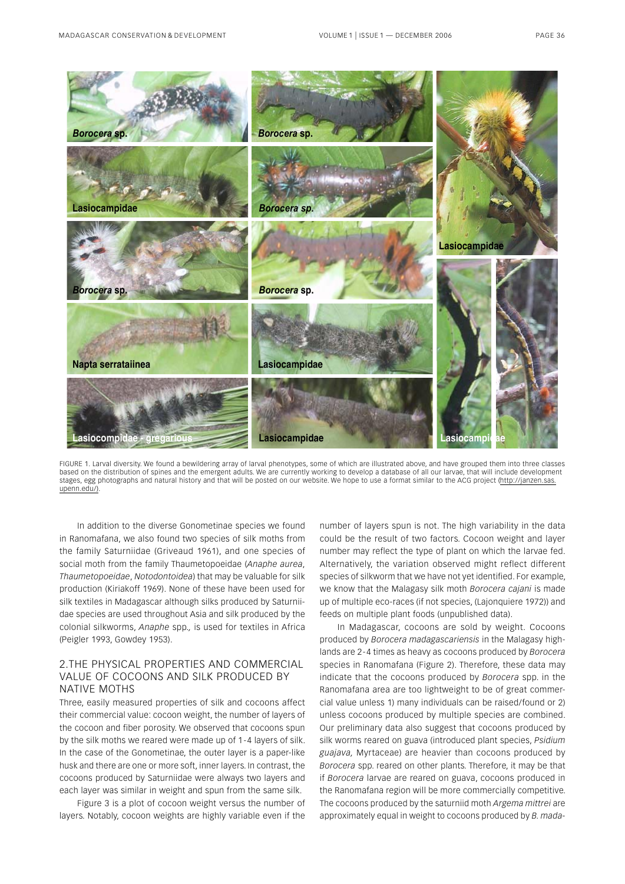FIGURE 1. Larval diversity. We found a bewildering array of larval phenotypes, some of which are illustrated above, and have grouped them into three classes based on the distribution of spines and the emergent adults. We are currently working to develop a database of all our larvae, that will include development stages, egg photographs and natural history and that will be posted on our website. We hope to use a format similar to the ACG project (http://janzen.sas.upenn.edu/).

In addition to the diverse Gonometinae species we found in Ranomafana, we also found two species of silk moths from the family Saturniidae (Griveaud 1961), and one species of social moth from the family Thaumetopoeidae (*Anaphe aurea*, *Thaumetopoeidae*, *Notodontoidea*) that may be valuable for silk production (Kiriakoff 1969). None of these have been used for silk textiles in Madagascar although silks produced by Saturniidae species are used throughout Asia and silk produced by the colonial silkworms, *Anaphe* spp., is used for textiles in Africa (Peigler 1993, Gowdey 1953).

## 2.THE PHYSICAL PROPERTIES AND COMMERCIAL VALUE OF COCOONS AND SILK PRODUCED BY NATIVE MOTHS

Three, easily measured properties of silk and cocoons affect their commercial value: cocoon weight, the number of layers of the cocoon and fiber porosity. We observed that cocoons spun by the silk moths we reared were made up of 1-4 layers of silk. In the case of the Gonometinae, the outer layer is a paper-like husk and there are one or more soft, inner layers. In contrast, the cocoons produced by Saturniidae were always two layers and each layer was similar in weight and spun from the same silk.

Figure 3 is a plot of cocoon weight versus the number of layers. Notably, cocoon weights are highly variable even if the number of layers spun is not. The high variability in the data could be the result of two factors. Cocoon weight and layer number may reflect the type of plant on which the larvae fed. Alternatively, the variation observed might reflect different species of silkworm that we have not yet identified. For example, we know that the Malagasy silk moth *Borocera cajani* is made up of multiple eco-races (if not species, (Lajonquiere 1972)) and feeds on multiple plant foods (unpublished data).

In Madagascar, cocoons are sold by weight. Cocoons produced by *Borocera madagascariensis* in the Malagasy highlands are 2-4 times as heavy as cocoons produced by *Borocera* species in Ranomafana (Figure 2). Therefore, these data may indicate that the cocoons produced by *Borocera* spp. in the Ranomafana area are too lightweight to be of great commercial value unless 1) many individuals can be raised/found or 2) unless cocoons produced by multiple species are combined. Our preliminary data also suggest that cocoons produced by silk worms reared on guava (introduced plant species, *Psidium guajava,* Myrtaceae) are heavier than cocoons produced by *Borocera* spp. reared on other plants. Therefore, it may be that if *Borocera* larvae are reared on guava, cocoons produced in the Ranomafana region will be more commercially competitive. The cocoons produced by the saturniid moth *Argema mittrei* are approximately equal in weight to cocoons produced by *B. mada-*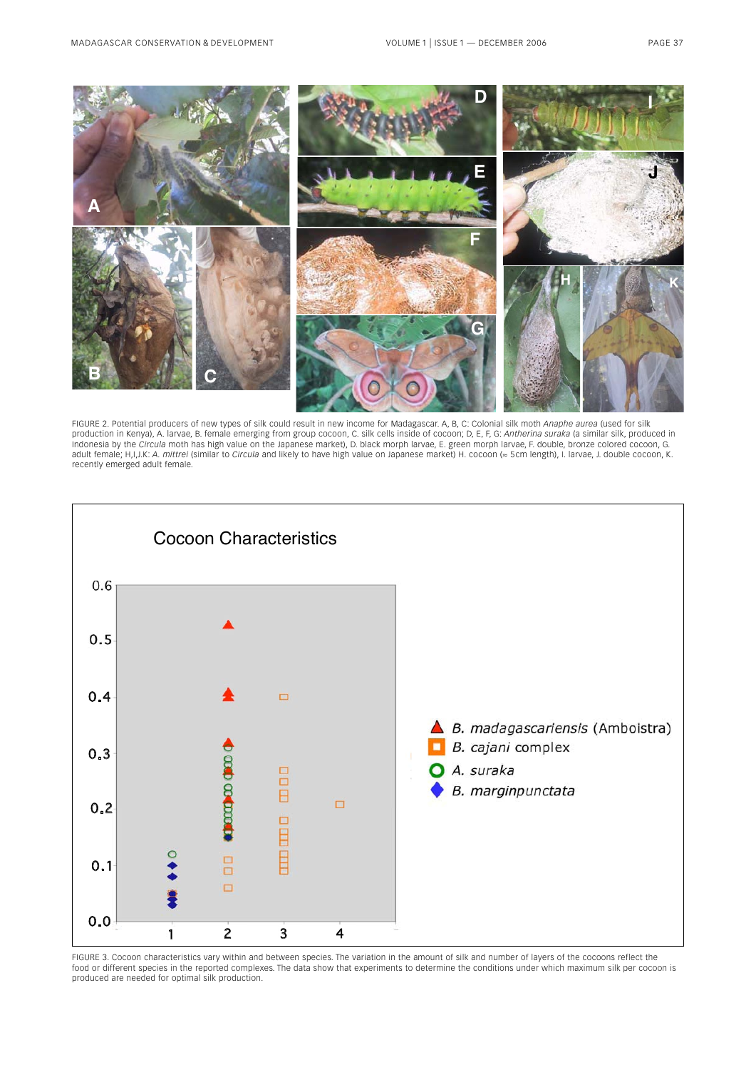FIGURE 2. Potential producers of new types of silk could result in new income for Madagascar. A, B, C: Colonial silk moth *Anaphe aurea* (used for silk production in Kenya), A. larvae, B. female emerging from group cocoon, C. silk cells inside of cocoon; D, E, F, G: *Antherina suraka* (a similar silk, produced in Indonesia by the *Circula* moth has high value on the Japanese market), D. black morph larvae, E. green morph larvae, F. double, bronze colored cocoon, G. adult female; H,I,J,K: *A. mittrei* (similar to *Circula* and likely to have high value on Japanese market) H. cocoon (≈ 5cm length), I. larvae, J. double cocoon, K. recently emerged adult female.

FIGURE 3. Cocoon characteristics vary within and between species. The variation in the amount of silk and number of layers of the cocoons reflect the food or different species in the reported complexes. The data show that experiments to determine the conditions under which maximum silk per cocoon is produced are needed for optimal silk production.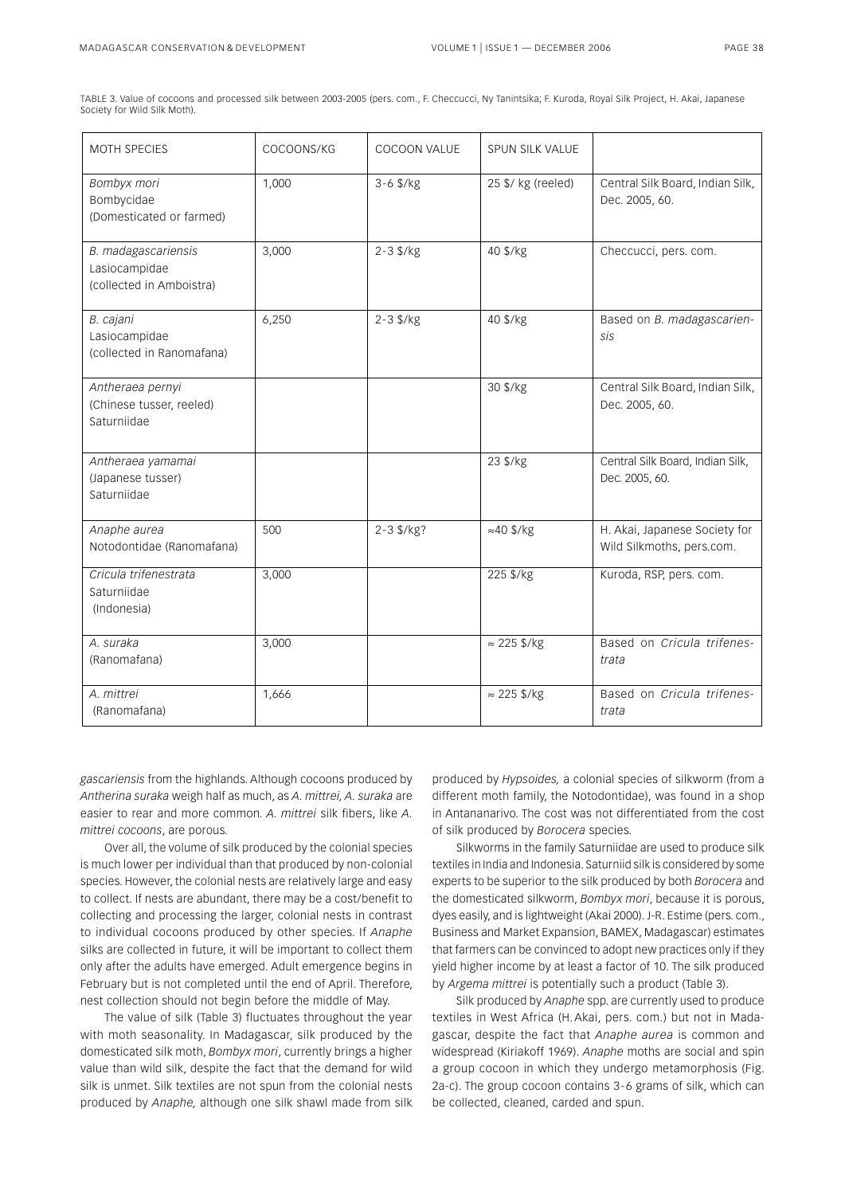TABLE 3. Value of cocoons and processed silk between 2003-2005 (pers. com., F. Checcucci, Ny Tanintsika; F. Kuroda, Royal Silk Project, H. Akai, Japanese Society for Wild Silk Moth).

| MOTH SPECIES | COCOONS/KG | COCOON VALUE | SPUN SILK VALUE | |
|---|---|---|---|---|
| *Bombyx mori* Bombycidae (Domesticated or farmed) | 1,000 | 3-6 $/kg | 25 $/ kg (reeled) | Central Silk Board, Indian Silk, Dec. 2005, 60. |
| *B. madagascariensis* Lasiocampidae (collected in Amboistra) | 3,000 | 2-3 $/kg | 40 $/kg | Checcucci, pers. com. |
| *B. cajani* Lasiocampidae (collected in Ranomafana) | 6,250 | 2-3 $/kg | 40 $/kg | Based on *B. madagascariensis* |
| *Antheraea pernyi* (Chinese tusser, reeled) Saturniidae | | | 30 $/kg | Central Silk Board, Indian Silk, Dec. 2005, 60. |
| *Antheraea yamamai* (Japanese tusser) Saturniidae | | | 23 $/kg | Central Silk Board, Indian Silk, Dec. 2005, 60. |
| *Anaphe aurea* Notodontidae (Ranomafana) | 500 | 2-3 $/kg? | ≈40 $/kg | H. Akai, Japanese Society for Wild Silkmoths, pers.com. |
| *Cricula trifenestrata* Saturniidae (Indonesia) | 3,000 | | 225 $/kg | Kuroda, RSP, pers. com. |
| *A. suraka* (Ranomafana) | 3,000 | | ≈ 225 $/kg | Based on *Cricula trifenestrata* |
| *A. mittrei* (Ranomafana) | 1,666 | | ≈ 225 $/kg | Based on *Cricula trifenestrata* |

*gascariensis* from the highlands. Although cocoons produced by *Antherina suraka* weigh half as much, as *A. mittrei, A. suraka* are easier to rear and more common. *A. mittrei* silk fibers, like *A. mittrei cocoons*, are porous.

Over all, the volume of silk produced by the colonial species is much lower per individual than that produced by non-colonial species. However, the colonial nests are relatively large and easy to collect. If nests are abundant, there may be a cost/benefit to collecting and processing the larger, colonial nests in contrast to individual cocoons produced by other species. If *Anaphe* silks are collected in future, it will be important to collect them only after the adults have emerged. Adult emergence begins in February but is not completed until the end of April. Therefore, nest collection should not begin before the middle of May.

The value of silk (Table 3) fluctuates throughout the year with moth seasonality. In Madagascar, silk produced by the domesticated silk moth, *Bombyx mori*, currently brings a higher value than wild silk, despite the fact that the demand for wild silk is unmet. Silk textiles are not spun from the colonial nests produced by *Anaphe,* although one silk shawl made from silk produced by *Hypsoides,* a colonial species of silkworm (from a different moth family, the Notodontidae), was found in a shop in Antananarivo. The cost was not differentiated from the cost of silk produced by *Borocera* species.

Silkworms in the family Saturniidae are used to produce silk textiles in India and Indonesia. Saturniid silk is considered by some experts to be superior to the silk produced by both *Borocera* and the domesticated silkworm, *Bombyx mori*, because it is porous, dyes easily, and is lightweight (Akai 2000). J-R. Estime (pers. com., Business and Market Expansion, BAMEX, Madagascar) estimates that farmers can be convinced to adopt new practices only if they yield higher income by at least a factor of 10. The silk produced by *Argema mittrei* is potentially such a product (Table 3).

Silk produced by *Anaphe* spp. are currently used to produce textiles in West Africa (H. Akai, pers. com.) but not in Madagascar, despite the fact that *Anaphe aurea* is common and widespread (Kiriakoff 1969). *Anaphe* moths are social and spin a group cocoon in which they undergo metamorphosis (Fig. 2a-c). The group cocoon contains 3-6 grams of silk, which can be collected, cleaned, carded and spun.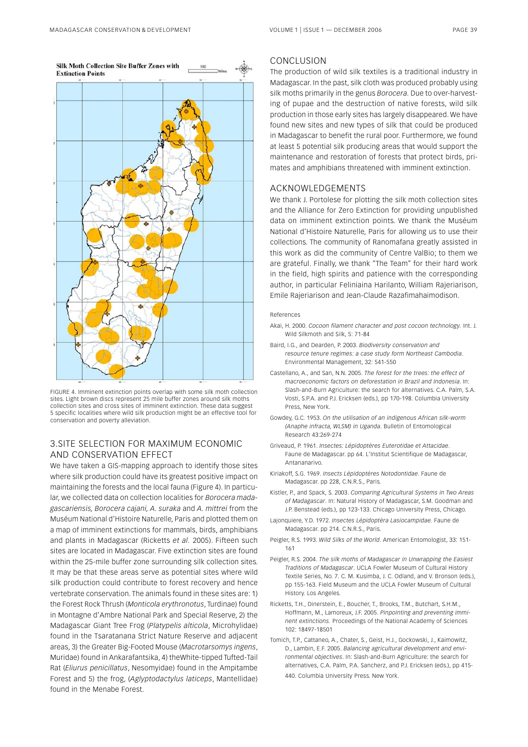Silk Moth Collection Site Buffer Zones with Extinction Points

100 Miles

FIGURE 4. Imminent extinction points overlap with some silk moth collection sites. Light brown discs represent 25 mile buffer zones around silk moths collection sites and cross sites of imminent extinction. These data suggest 5 specific localities where wild silk production might be an effective tool for conservation and poverty alleviation.

## 3. SITE SELECTION FOR MAXIMUM ECONOMIC AND CONSERVATION EFFECT

We have taken a GIS-mapping approach to identify those sites where silk production could have its greatest positive impact on maintaining the forests and the local fauna (Figure 4). In particular, we collected data on collection localities for *Borocera madagascariensis, Borocera cajani, A. suraka* and *A. mittrei* from the Muséum National d'Histoire Naturelle, Paris and plotted them on a map of imminent extinctions for mammals, birds, amphibians and plants in Madagascar (Ricketts *et al.* 2005). Fifteen such sites are located in Madagascar. Five extinction sites are found within the 25-mile buffer zone surrounding silk collection sites. It may be that these areas serve as potential sites where wild silk production could contribute to forest recovery and hence vertebrate conservation. The animals found in these sites are: 1) the Forest Rock Thrush (*Monticola erythronotus*, Turdinae) found in Montagne d'Ambre National Park and Special Reserve, 2) the Madagascar Giant Tree Frog (*Platypelis alticola*, Microhylidae) found in the Tsaratanana Strict Nature Reserve and adjacent areas, 3) the Greater Big-Footed Mouse (*Macrotarsomys ingens*, Muridae) found in Ankarafantsika, 4) theWhite-tipped Tufted-Tail Rat (*Eliurus penicillatus*, Nesomyidae) found in the Ampitambe Forest and 5) the frog, (*Aglyptodactylus laticeps*, Mantellidae) found in the Menabe Forest.

## CONCLUSION

The production of wild silk textiles is a traditional industry in Madagascar. In the past, silk cloth was produced probably using silk moths primarily in the genus *Borocera*. Due to over-harvesting of pupae and the destruction of native forests, wild silk production in those early sites has largely disappeared. We have found new sites and new types of silk that could be produced in Madagascar to benefit the rural poor. Furthermore, we found at least 5 potential silk producing areas that would support the maintenance and restoration of forests that protect birds, primates and amphibians threatened with imminent extinction.

## ACKNOWLEDGEMENTS

We thank J. Portolese for plotting the silk moth collection sites and the Alliance for Zero Extinction for providing unpublished data on imminent extinction points. We thank the Muséum National d'Histoire Naturelle, Paris for allowing us to use their collections. The community of Ranomafana greatly assisted in this work as did the community of Centre ValBio; to them we are grateful. Finally, we thank "The Team" for their hard work in the field, high spirits and patience with the corresponding author, in particular Feliniaina Harilanto, William Rajeriarison, Emile Rajeriarison and Jean-Claude Razafimahaimodison.

### References

Akai, H. 2000. *Cocoon filament character and post cocoon technology.* Int. J. Wild Silkmoth and Silk, 5: 71-84

Baird, I.G., and Dearden, P. 2003. *Biodiversity conservation and resource tenure regimes: a case study form Northeast Cambodia*. Environmental Management, 32: 541-550

Castellano, A., and San, N.N. 2005. *The forest for the trees: the effect of macroeconomic factors on deforestation in Brazil and Indonesia*. In: Slash-and-Burn Agriculture: the search for alternatives. C.A. Palm, S.A. Vosti, S.P.A. and P.J. Ericksen (eds.), pp 170-198. Columbia University Press, New York.

Gowdey, G.C. 1953. *On the utilisation of an indigenous African silk-worm (Anaphe infracta, WLSM) in Uganda*. Bulletin of Entomological Research 43:269-274

Griveaud, P. 1961. *Insectes: Lépidoptères Euterotidae et Attacidae*. Faune de Madagascar. pp 64. L'Institut Scientifique de Madagascar, Antananarivo.

Kiriakoff, S.G. 1969. *Insects Lépidoptères Notodontidae*. Faune de Madagascar. pp 228, C.N.R.S., Paris.

Kistler, P., and Spack, S. 2003. *Comparing Agricultural Systems in Two Areas of Madagascar*. In: Natural History of Madagascar, S.M. Goodman and J.P. Benstead (eds.), pp 123-133. Chicago University Press, Chicago.

Lajonquiere, Y.D. 1972. *Insectes Lépidoptèra Lasiocampidae.* Faune de Madagascar. pp 214. C.N.R.S., Paris.

Peigler, R.S. 1993. *Wild Silks of the World*. American Entomologist, 33: 151-161

Peigler, R.S. 2004. *The silk moths of Madagascar in Unwrapping the Easiest Traditions of Madagascar*. UCLA Fowler Museum of Cultural History Textile Series, No. 7. C. M. Kusimba, J. C. Odland, and V. Bronson (eds.), pp 155-163. Field Museum and the UCLA Fowler Museum of Cultural History. Los Angeles.

Ricketts, T.H., Dinerstein, E., Boucher, T., Brooks, T.M., Butchart, S.H.M., Hoffmann, M., Lamoreux, J.F. 2005. *Pinpointing and preventing imminent extinctions.* Proceedings of the National Academy of Sciences 102: 18497-18501

Tomich, T.P., Cattaneo, A., Chater, S., Geist, H.J., Gockowski, J., Kaimowitz, D., Lambin, E.F. 2005. *Balancing agricultural development and environmental objectives*. In: Slash-and-Burn Agriculture: the search for alternatives, C.A. Palm, P.A. Sancherz, and P.J. Ericksen (eds.), pp 415-440. Columbia University Press. New York.